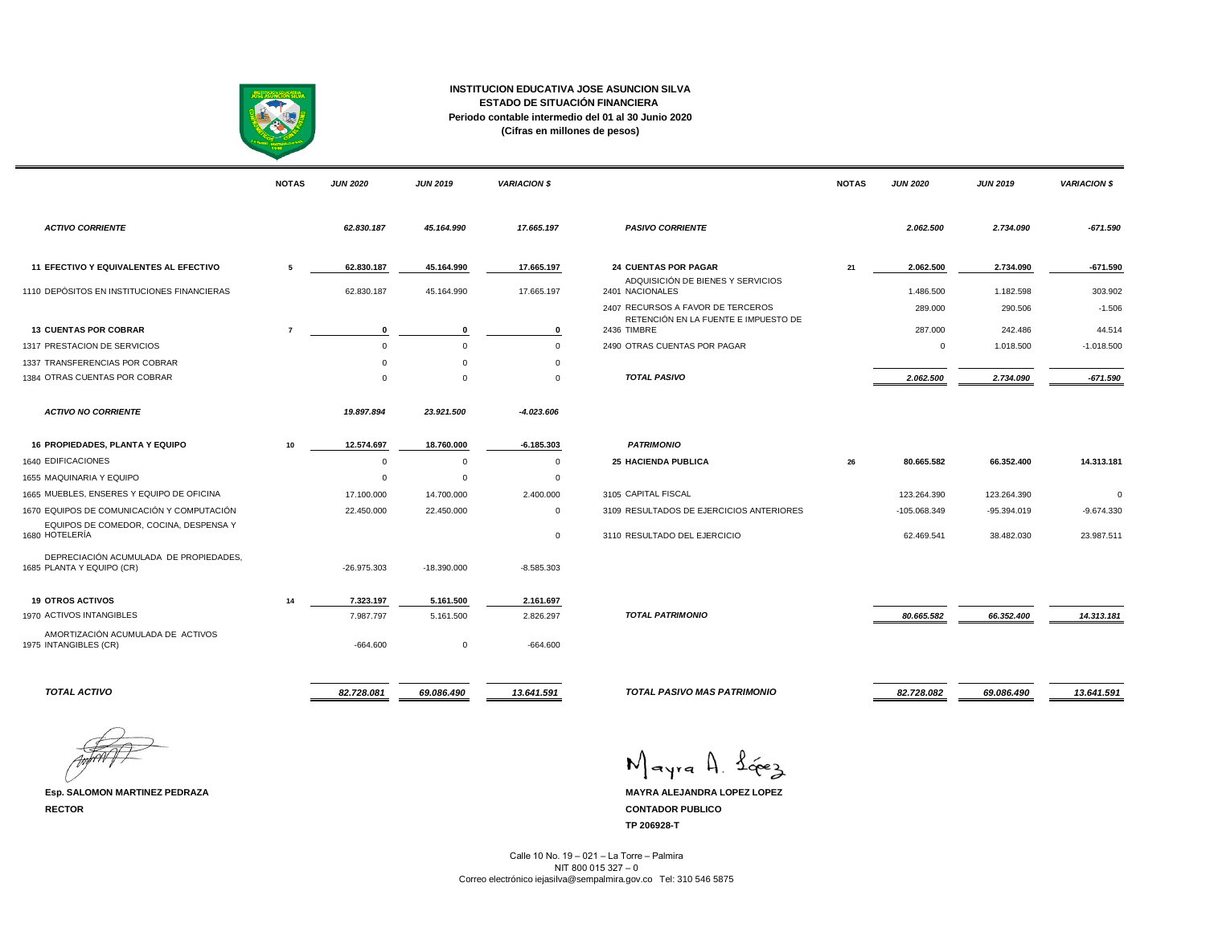# INSTITUCION EDUCATIVA JOSE ASUNCION SILVA

## ESTADO DE SITUACIÓN FINANCIERA

**Periodo contable intermedio del 01 al 30 Junio 2020**

**(Cifras en millones de pesos)**

| | NOTAS | JUN 2020 | JUN 2019 | VARIACION $ |
|---|---|---|---|---|
| ***ACTIVO CORRIENTE*** | | *62.830.187* | *45.164.990* | *17.665.197* |
| **11 EFECTIVO Y EQUIVALENTES AL EFECTIVO** | 5 | 62.830.187 | 45.164.990 | 17.665.197 |
| 1110 DEPÓSITOS EN INSTITUCIONES FINANCIERAS | | 62.830.187 | 45.164.990 | 17.665.197 |
| **13 CUENTAS POR COBRAR** | 7 | 0 | 0 | 0 |
| 1317 PRESTACION DE SERVICIOS | | 0 | 0 | 0 |
| 1337 TRANSFERENCIAS POR COBRAR | | 0 | 0 | 0 |
| 1384 OTRAS CUENTAS POR COBRAR | | 0 | 0 | 0 |
| ***ACTIVO NO CORRIENTE*** | | *19.897.894* | *23.921.500* | *-4.023.606* |
| **16 PROPIEDADES, PLANTA Y EQUIPO** | 10 | 12.574.697 | 18.760.000 | -6.185.303 |
| 1640 EDIFICACIONES | | 0 | 0 | 0 |
| 1655 MAQUINARIA Y EQUIPO | | 0 | 0 | 0 |
| 1665 MUEBLES, ENSERES Y EQUIPO DE OFICINA | | 17.100.000 | 14.700.000 | 2.400.000 |
| 1670 EQUIPOS DE COMUNICACIÓN Y COMPUTACIÓN | | 22.450.000 | 22.450.000 | 0 |
| 1680 EQUIPOS DE COMEDOR, COCINA, DESPENSA Y HOTELERÍA | | | | 0 |
| 1685 DEPRECIACIÓN ACUMULADA DE PROPIEDADES, PLANTA Y EQUIPO (CR) | | -26.975.303 | -18.390.000 | -8.585.303 |
| **19 OTROS ACTIVOS** | 14 | 7.323.197 | 5.161.500 | 2.161.697 |
| 1970 ACTIVOS INTANGIBLES | | 7.987.797 | 5.161.500 | 2.826.297 |
| 1975 AMORTIZACIÓN ACUMULADA DE ACTIVOS INTANGIBLES (CR) | | -664.600 | 0 | -664.600 |
| ***TOTAL ACTIVO*** | | *82.728.081* | *69.086.490* | *13.641.591* |

| | NOTAS | JUN 2020 | JUN 2019 | VARIACION $ |
|---|---|---|---|---|
| ***PASIVO CORRIENTE*** | | *2.062.500* | *2.734.090* | *-671.590* |
| **24 CUENTAS POR PAGAR** | 21 | 2.062.500 | 2.734.090 | -671.590 |
| 2401 ADQUISICIÓN DE BIENES Y SERVICIOS NACIONALES | | 1.486.500 | 1.182.598 | 303.902 |
| 2407 RECURSOS A FAVOR DE TERCEROS | | 289.000 | 290.506 | -1.506 |
| 2436 RETENCIÓN EN LA FUENTE E IMPUESTO DE TIMBRE | | 287.000 | 242.486 | 44.514 |
| 2490 OTRAS CUENTAS POR PAGAR | | 0 | 1.018.500 | -1.018.500 |
| ***TOTAL PASIVO*** | | *2.062.500* | *2.734.090* | *-671.590* |
| ***PATRIMONIO*** | | | | |
| **25 HACIENDA PUBLICA** | 26 | **80.665.582** | **66.352.400** | **14.313.181** |
| 3105 CAPITAL FISCAL | | 123.264.390 | 123.264.390 | 0 |
| 3109 RESULTADOS DE EJERCICIOS ANTERIORES | | -105.068.349 | -95.394.019 | -9.674.330 |
| 3110 RESULTADO DEL EJERCICIO | | 62.469.541 | 38.482.030 | 23.987.511 |
| ***TOTAL PATRIMONIO*** | | *80.665.582* | *66.352.400* | *14.313.181* |
| ***TOTAL PASIVO MAS PATRIMONIO*** | | *82.728.082* | *69.086.490* | *13.641.591* |

**Esp. SALOMON MARTINEZ PEDRAZA**
**RECTOR**

**MAYRA ALEJANDRA LOPEZ LOPEZ**
**CONTADOR PUBLICO**
**TP 206928-T**

Calle 10 No. 19 – 021 – La Torre – Palmira
NIT 800 015 327 – 0
Correo electrónico iejasilva@sempalmira.gov.co Tel: 310 546 5875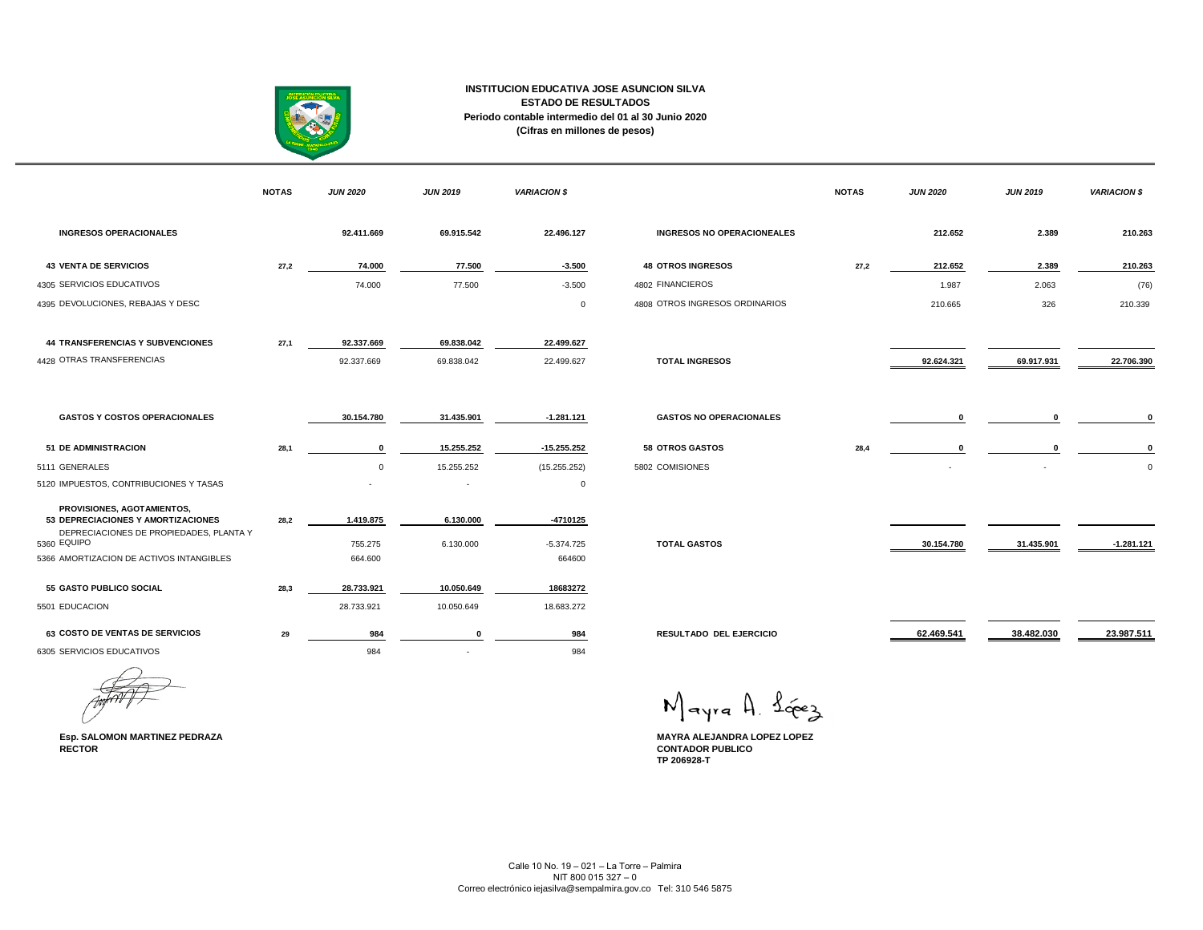**INSTITUCION EDUCATIVA JOSE ASUNCION SILVA**
**ESTADO DE RESULTADOS**
**Periodo contable intermedio del 01 al 30 Junio 2020**
**(Cifras en millones de pesos)**

| | NOTAS | JUN 2020 | JUN 2019 | VARIACION $ |
|---|---|---|---|---|
| **INGRESOS OPERACIONALES** | | **92.411.669** | **69.915.542** | **22.496.127** |
| **43 VENTA DE SERVICIOS** | 27,2 | **74.000** | **77.500** | **-3.500** |
| 4305 SERVICIOS EDUCATIVOS | | 74.000 | 77.500 | -3.500 |
| 4395 DEVOLUCIONES, REBAJAS Y DESC | | | | 0 |
| **44 TRANSFERENCIAS Y SUBVENCIONES** | 27,1 | **92.337.669** | **69.838.042** | **22.499.627** |
| 4428 OTRAS TRANSFERENCIAS | | 92.337.669 | 69.838.042 | 22.499.627 |
| **GASTOS Y COSTOS OPERACIONALES** | | **30.154.780** | **31.435.901** | **-1.281.121** |
| **51 DE ADMINISTRACION** | 28,1 | **0** | **15.255.252** | **-15.255.252** |
| 5111 GENERALES | | 0 | 15.255.252 | (15.255.252) |
| 5120 IMPUESTOS, CONTRIBUCIONES Y TASAS | | - | - | 0 |
| **PROVISIONES, AGOTAMIENTOS, 53 DEPRECIACIONES Y AMORTIZACIONES** | 28,2 | **1.419.875** | **6.130.000** | **-4710125** |
| 5360 DEPRECIACIONES DE PROPIEDADES, PLANTA Y EQUIPO | | 755.275 | 6.130.000 | -5.374.725 |
| 5366 AMORTIZACION DE ACTIVOS INTANGIBLES | | 664.600 | | 664600 |
| **55 GASTO PUBLICO SOCIAL** | 28,3 | **28.733.921** | **10.050.649** | **18683272** |
| 5501 EDUCACION | | 28.733.921 | 10.050.649 | 18.683.272 |
| **63 COSTO DE VENTAS DE SERVICIOS** | 29 | **984** | **0** | **984** |
| 6305 SERVICIOS EDUCATIVOS | | 984 | - | 984 |

| | NOTAS | JUN 2020 | JUN 2019 | VARIACION $ |
|---|---|---|---|---|
| **INGRESOS NO OPERACIONEALES** | | **212.652** | **2.389** | **210.263** |
| **48 OTROS INGRESOS** | 27,2 | **212.652** | **2.389** | **210.263** |
| 4802 FINANCIEROS | | 1.987 | 2.063 | (76) |
| 4808 OTROS INGRESOS ORDINARIOS | | 210.665 | 326 | 210.339 |
| **TOTAL INGRESOS** | | **92.624.321** | **69.917.931** | **22.706.390** |
| **GASTOS NO OPERACIONALES** | | **0** | **0** | **0** |
| **58 OTROS GASTOS** | 28,4 | **0** | **0** | **0** |
| 5802 COMISIONES | | - | - | 0 |
| **TOTAL GASTOS** | | **30.154.780** | **31.435.901** | **-1.281.121** |
| **RESULTADO DEL EJERCICIO** | | **62.469.541** | **38.482.030** | **23.987.511** |

**Esp. SALOMON MARTINEZ PEDRAZA**
**RECTOR**

**MAYRA ALEJANDRA LOPEZ LOPEZ**
**CONTADOR PUBLICO**
**TP 206928-T**

Calle 10 No. 19 – 021 – La Torre – Palmira
NIT 800 015 327 – 0
Correo electrónico iejasilva@sempalmira.gov.co Tel: 310 546 5875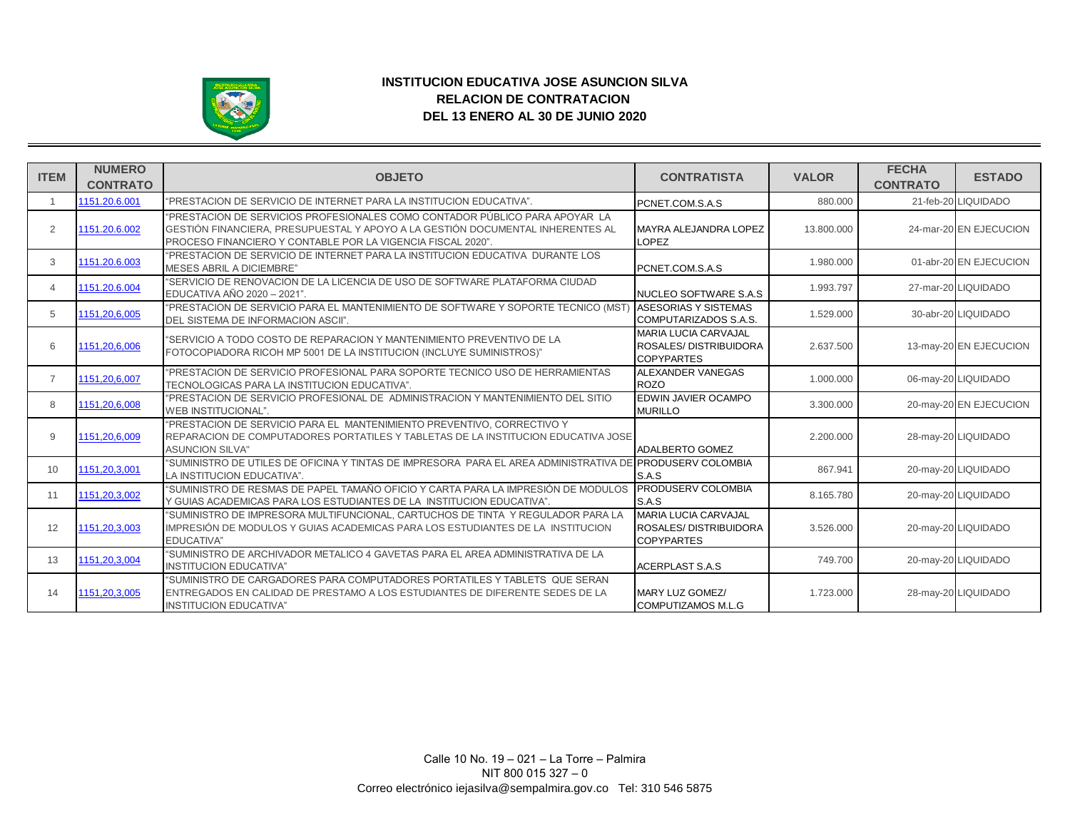**INSTITUCION EDUCATIVA JOSE ASUNCION SILVA**
**RELACION DE CONTRATACION**
**DEL 13 ENERO AL 30 DE JUNIO 2020**

| ITEM | NUMERO CONTRATO | OBJETO | CONTRATISTA | VALOR | FECHA CONTRATO | ESTADO |
|---|---|---|---|---|---|---|
| 1 | 1151.20.6.001 | "PRESTACION DE SERVICIO DE INTERNET PARA LA INSTITUCION EDUCATIVA". | PCNET.COM.S.A.S | 880.000 | 21-feb-20 | LIQUIDADO |
| 2 | 1151.20.6.002 | "PRESTACION DE SERVICIOS PROFESIONALES COMO CONTADOR PÚBLICO PARA APOYAR LA GESTIÓN FINANCIERA, PRESUPUESTAL Y APOYO A LA GESTIÓN DOCUMENTAL INHERENTES AL PROCESO FINANCIERO Y CONTABLE POR LA VIGENCIA FISCAL 2020". | MAYRA ALEJANDRA LOPEZ LOPEZ | 13.800.000 | 24-mar-20 | EN EJECUCION |
| 3 | 1151.20.6.003 | "PRESTACION DE SERVICIO DE INTERNET PARA LA INSTITUCION EDUCATIVA DURANTE LOS MESES ABRIL A DICIEMBRE" | PCNET.COM.S.A.S | 1.980.000 | 01-abr-20 | EN EJECUCION |
| 4 | 1151.20.6.004 | "SERVICIO DE RENOVACION DE LA LICENCIA DE USO DE SOFTWARE PLATAFORMA CIUDAD EDUCATIVA AÑO 2020 – 2021". | NUCLEO SOFTWARE S.A.S | 1.993.797 | 27-mar-20 | LIQUIDADO |
| 5 | 1151,20,6,005 | "PRESTACION DE SERVICIO PARA EL MANTENIMIENTO DE SOFTWARE Y SOPORTE TECNICO (MST) DEL SISTEMA DE INFORMACION ASCII". | ASESORIAS Y SISTEMAS COMPUTARIZADOS S.A.S. | 1.529.000 | 30-abr-20 | LIQUIDADO |
| 6 | 1151,20,6,006 | "SERVICIO A TODO COSTO DE REPARACION Y MANTENIMIENTO PREVENTIVO DE LA FOTOCOPIADORA RICOH MP 5001 DE LA INSTITUCION (INCLUYE SUMINISTROS)" | MARIA LUCIA CARVAJAL ROSALES/ DISTRIBUIDORA COPYPARTES | 2.637.500 | 13-may-20 | EN EJECUCION |
| 7 | 1151,20,6,007 | "PRESTACION DE SERVICIO PROFESIONAL PARA SOPORTE TECNICO USO DE HERRAMIENTAS TECNOLOGICAS PARA LA INSTITUCION EDUCATIVA". | ALEXANDER VANEGAS ROZO | 1.000.000 | 06-may-20 | LIQUIDADO |
| 8 | 1151,20,6,008 | "PRESTACION DE SERVICIO PROFESIONAL DE ADMINISTRACION Y MANTENIMIENTO DEL SITIO WEB INSTITUCIONAL". | EDWIN JAVIER OCAMPO MURILLO | 3.300.000 | 20-may-20 | EN EJECUCION |
| 9 | 1151,20,6,009 | "PRESTACION DE SERVICIO PARA EL MANTENIMIENTO PREVENTIVO, CORRECTIVO Y REPARACION DE COMPUTADORES PORTATILES Y TABLETAS DE LA INSTITUCION EDUCATIVA JOSE ASUNCION SILVA" | ADALBERTO GOMEZ | 2.200.000 | 28-may-20 | LIQUIDADO |
| 10 | 1151,20,3,001 | "SUMINISTRO DE UTILES DE OFICINA Y TINTAS DE IMPRESORA PARA EL AREA ADMINISTRATIVA DE LA INSTITUCION EDUCATIVA". | PRODUSERV COLOMBIA S.A.S | 867.941 | 20-may-20 | LIQUIDADO |
| 11 | 1151,20,3,002 | "SUMINISTRO DE RESMAS DE PAPEL TAMAÑO OFICIO Y CARTA PARA LA IMPRESIÓN DE MODULOS Y GUIAS ACADEMICAS PARA LOS ESTUDIANTES DE LA INSTITUCION EDUCATIVA". | PRODUSERV COLOMBIA S.A.S | 8.165.780 | 20-may-20 | LIQUIDADO |
| 12 | 1151,20,3,003 | "SUMINISTRO DE IMPRESORA MULTIFUNCIONAL, CARTUCHOS DE TINTA Y REGULADOR PARA LA IMPRESIÓN DE MODULOS Y GUIAS ACADEMICAS PARA LOS ESTUDIANTES DE LA INSTITUCION EDUCATIVA" | MARIA LUCIA CARVAJAL ROSALES/ DISTRIBUIDORA COPYPARTES | 3.526.000 | 20-may-20 | LIQUIDADO |
| 13 | 1151,20,3,004 | "SUMINISTRO DE ARCHIVADOR METALICO 4 GAVETAS PARA EL AREA ADMINISTRATIVA DE LA INSTITUCION EDUCATIVA" | ACERPLAST S.A.S | 749.700 | 20-may-20 | LIQUIDADO |
| 14 | 1151,20,3,005 | "SUMINISTRO DE CARGADORES PARA COMPUTADORES PORTATILES Y TABLETS QUE SERAN ENTREGADOS EN CALIDAD DE PRESTAMO A LOS ESTUDIANTES DE DIFERENTE SEDES DE LA INSTITUCION EDUCATIVA" | MARY LUZ GOMEZ/ COMPUTIZAMOS M.L.G | 1.723.000 | 28-may-20 | LIQUIDADO |

Calle 10 No. 19 – 021 – La Torre – Palmira
NIT 800 015 327 – 0
Correo electrónico iejasilva@sempalmira.gov.co Tel: 310 546 5875